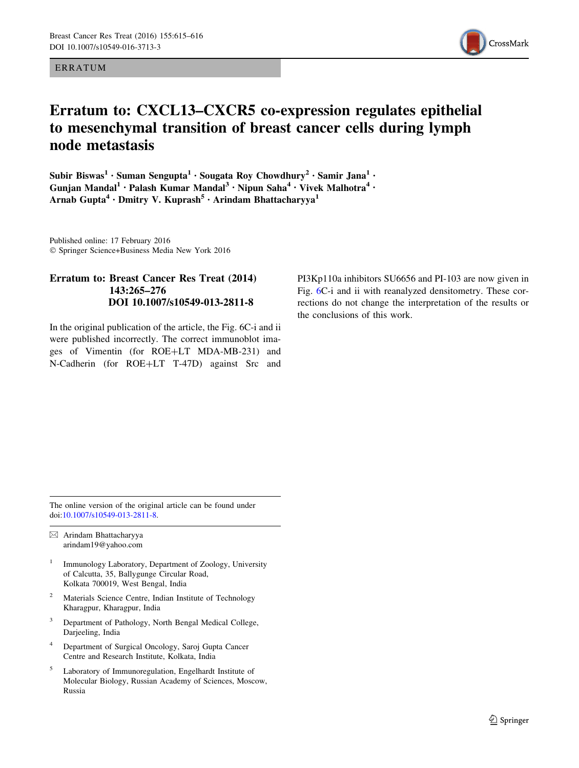ERRATUM

# Erratum to: CXCL13–CXCR5 co-expression regulates epithelial to mesenchymal transition of breast cancer cells during lymph node metastasis

Subir Biswas[1] · Suman Sengupta[1] · Sougata Roy Chowdhury[2] · Samir Jana[1] · Gunjan Mandal[1] · Palash Kumar Mandal[3] · Nipun Saha[4] · Vivek Malhotra[4] · Arnab Gupta[4] · Dmitry V. Kuprash[5] · Arindam Bhattacharyya[1]

Published online: 17 February 2016
© Springer Science+Business Media New York 2016

## Erratum to: Breast Cancer Res Treat (2014) 143:265–276 DOI 10.1007/s10549-013-2811-8

In the original publication of the article, the Fig. 6C-i and ii were published incorrectly. The correct immunoblot images of Vimentin (for ROE+LT MDA-MB-231) and N-Cadherin (for ROE+LT T-47D) against Src and PI3Kp110a inhibitors SU6656 and PI-103 are now given in Fig. 6C-i and ii with reanalyzed densitometry. These corrections do not change the interpretation of the results or the conclusions of this work.

---

The online version of the original article can be found under doi:10.1007/s10549-013-2811-8.

✉ Arindam Bhattacharyya
arindam19@yahoo.com

1 Immunology Laboratory, Department of Zoology, University of Calcutta, 35, Ballygunge Circular Road, Kolkata 700019, West Bengal, India

2 Materials Science Centre, Indian Institute of Technology Kharagpur, Kharagpur, India

3 Department of Pathology, North Bengal Medical College, Darjeeling, India

4 Department of Surgical Oncology, Saroj Gupta Cancer Centre and Research Institute, Kolkata, India

5 Laboratory of Immunoregulation, Engelhardt Institute of Molecular Biology, Russian Academy of Sciences, Moscow, Russia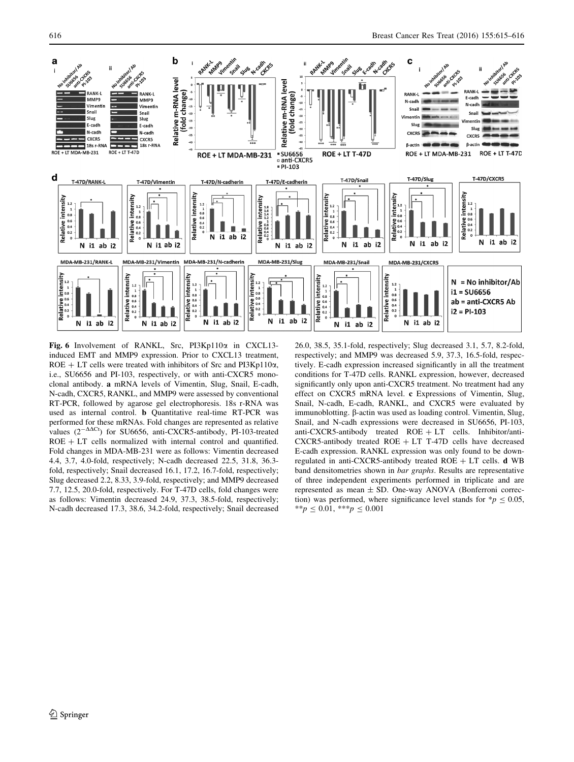a

i

No inhibitor/Ab SU6656 anti-CXCR5 PI-103

RANK-L
MMP9
Vimentin
Snail
Slug
E-cadh
N-cadh
CXCR5
18s r-RNA

ROE + LT MDA-MB-231

ii

No inhibitor/Ab SU6656 anti-CXCR5 PI-103

RANK-L
MMP9
Vimentin
Snail
Slug
E-cadh
N-cadh
CXCR5
18s r-RNA

ROE + LT T-47D

b

i

RANK-L MMP9 Vimentin Snail Slug N-cadh CXCR5

Relative m-RNA level (fold change)

ROE + LT MDA-MB-231

ii

RANK-L MMP9 Vimentin Snail Slug E-cadh N-cadh CXCR5

Relative m-RNA level (fold change)

ROE + LT T-47D

▪ SU6656
▫ anti-CXCR5
▪ PI-103

c

i

No inhibitor/Ab SU6656 anti-CXCR5 PI-103

RANK-L
N-cadh
Snail
Vimentin
Slug
CXCR5
β-actin

ROE + LT MDA-MB-231

ii

No inhibitor/Ab SU6656 anti-CXCR5 PI-103

RANK-L
E-cadh
N-cadh
Snail
Vimentin
Slug
CXCR5
β-actin

ROE + LT T-47D

d

T-47D/RANK-L
T-47D/Vimentin
T-47D/N-cadherin
T-47D/E-cadherin
T-47D/Snail
T-47D/Slug
T-47D/CXCR5

MDA-MB-231/RANK-L
MDA-MB-231/Vimentin
MDA-MB-231/N-cadherin
MDA-MB-231/Slug
MDA-MB-231/Snail
MDA-MB-231/CXCR5

Relative intensity

N i1 ab i2

N = No inhibitor/Ab
i1 = SU6656
ab = anti-CXCR5 Ab
i2 = PI-103

**Fig. 6** Involvement of RANKL, Src, PI3Kp110α in CXCL13-induced EMT and MMP9 expression. Prior to CXCL13 treatment, ROE + LT cells were treated with inhibitors of Src and PI3Kp110α, i.e., SU6656 and PI-103, respectively, or with anti-CXCR5 monoclonal antibody. **a** mRNA levels of Vimentin, Slug, Snail, E-cadh, N-cadh, CXCR5, RANKL, and MMP9 were assessed by conventional RT-PCR, followed by agarose gel electrophoresis. 18s r-RNA was used as internal control. **b** Quantitative real-time RT-PCR was performed for these mRNAs. Fold changes are represented as relative values ($2^{-\Delta\Delta C_t}$) for SU6656, anti-CXCR5-antibody, PI-103-treated ROE + LT cells normalized with internal control and quantified. Fold changes in MDA-MB-231 were as follows: Vimentin decreased 4.4, 3.7, 4.0-fold, respectively; N-cadh decreased 22.5, 31.8, 36.3-fold, respectively; Snail decreased 16.1, 17.2, 16.7-fold, respectively; Slug decreased 2.2, 8.33, 3.9-fold, respectively; and MMP9 decreased 7.7, 12.5, 20.0-fold, respectively. For T-47D cells, fold changes were as follows: Vimentin decreased 24.9, 37.3, 38.5-fold, respectively; N-cadh decreased 17.3, 38.6, 34.2-fold, respectively; Snail decreased 26.0, 38.5, 35.1-fold, respectively; Slug decreased 3.1, 5.7, 8.2-fold, respectively; and MMP9 was decreased 5.9, 37.3, 16.5-fold, respectively. E-cadh expression increased significantly in all the treatment conditions for T-47D cells. RANKL expression, however, decreased significantly only upon anti-CXCR5 treatment. No treatment had any effect on CXCR5 mRNA level. **c** Expressions of Vimentin, Slug, Snail, N-cadh, E-cadh, RANKL, and CXCR5 were evaluated by immunoblotting. β-actin was used as loading control. Vimentin, Slug, Snail, and N-cadh expressions were decreased in SU6656, PI-103, anti-CXCR5-antibody treated ROE + LT cells. Inhibitor/anti-CXCR5-antibody treated ROE + LT T-47D cells have decreased E-cadh expression. RANKL expression was only found to be down-regulated in anti-CXCR5-antibody treated ROE + LT cells. **d** WB band densitometries shown in *bar graphs*. Results are representative of three independent experiments performed in triplicate and are represented as mean ± SD. One-way ANOVA (Bonferroni correction) was performed, where significance level stands for *$p \leq 0.05$, **$p \leq 0.01$, ***$p \leq 0.001$